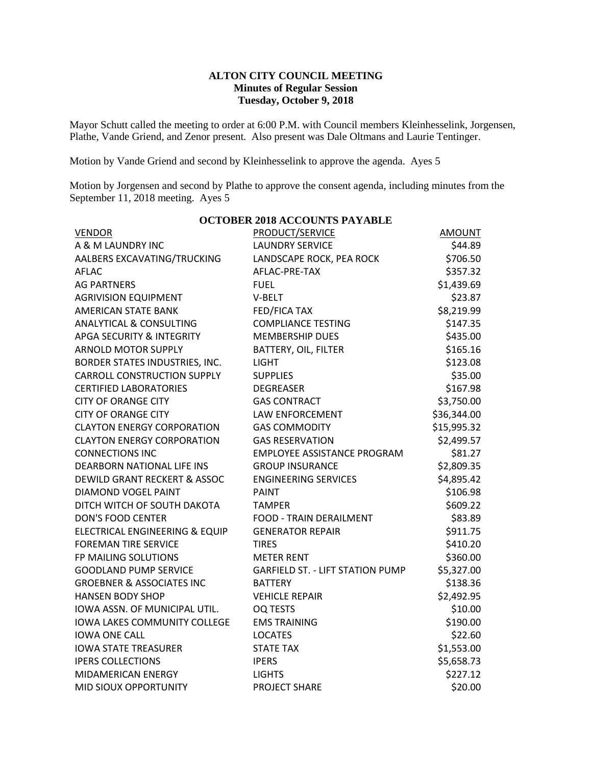**ALTON CITY COUNCIL MEETING**
**Minutes of Regular Session**
**Tuesday, October 9, 2018**

Mayor Schutt called the meeting to order at 6:00 P.M. with Council members Kleinhesselink, Jorgensen, Plathe, Vande Griend, and Zenor present. Also present was Dale Oltmans and Laurie Tentinger.

Motion by Vande Griend and second by Kleinhesselink to approve the agenda. Ayes 5

Motion by Jorgensen and second by Plathe to approve the consent agenda, including minutes from the September 11, 2018 meeting. Ayes 5

**OCTOBER 2018 ACCOUNTS PAYABLE**

| VENDOR | PRODUCT/SERVICE | AMOUNT |
|---|---|---|
| A & M LAUNDRY INC | LAUNDRY SERVICE | $44.89 |
| AALBERS EXCAVATING/TRUCKING | LANDSCAPE ROCK, PEA ROCK | $706.50 |
| AFLAC | AFLAC-PRE-TAX | $357.32 |
| AG PARTNERS | FUEL | $1,439.69 |
| AGRIVISION EQUIPMENT | V-BELT | $23.87 |
| AMERICAN STATE BANK | FED/FICA TAX | $8,219.99 |
| ANALYTICAL & CONSULTING | COMPLIANCE TESTING | $147.35 |
| APGA SECURITY & INTEGRITY | MEMBERSHIP DUES | $435.00 |
| ARNOLD MOTOR SUPPLY | BATTERY, OIL, FILTER | $165.16 |
| BORDER STATES INDUSTRIES, INC. | LIGHT | $123.08 |
| CARROLL CONSTRUCTION SUPPLY | SUPPLIES | $35.00 |
| CERTIFIED LABORATORIES | DEGREASER | $167.98 |
| CITY OF ORANGE CITY | GAS CONTRACT | $3,750.00 |
| CITY OF ORANGE CITY | LAW ENFORCEMENT | $36,344.00 |
| CLAYTON ENERGY CORPORATION | GAS COMMODITY | $15,995.32 |
| CLAYTON ENERGY CORPORATION | GAS RESERVATION | $2,499.57 |
| CONNECTIONS INC | EMPLOYEE ASSISTANCE PROGRAM | $81.27 |
| DEARBORN NATIONAL LIFE INS | GROUP INSURANCE | $2,809.35 |
| DEWILD GRANT RECKERT & ASSOC | ENGINEERING SERVICES | $4,895.42 |
| DIAMOND VOGEL PAINT | PAINT | $106.98 |
| DITCH WITCH OF SOUTH DAKOTA | TAMPER | $609.22 |
| DON'S FOOD CENTER | FOOD - TRAIN DERAILMENT | $83.89 |
| ELECTRICAL ENGINEERING & EQUIP | GENERATOR REPAIR | $911.75 |
| FOREMAN TIRE SERVICE | TIRES | $410.20 |
| FP MAILING SOLUTIONS | METER RENT | $360.00 |
| GOODLAND PUMP SERVICE | GARFIELD ST. - LIFT STATION PUMP | $5,327.00 |
| GROEBNER & ASSOCIATES INC | BATTERY | $138.36 |
| HANSEN BODY SHOP | VEHICLE REPAIR | $2,492.95 |
| IOWA ASSN. OF MUNICIPAL UTIL. | OQ TESTS | $10.00 |
| IOWA LAKES COMMUNITY COLLEGE | EMS TRAINING | $190.00 |
| IOWA ONE CALL | LOCATES | $22.60 |
| IOWA STATE TREASURER | STATE TAX | $1,553.00 |
| IPERS COLLECTIONS | IPERS | $5,658.73 |
| MIDAMERICAN ENERGY | LIGHTS | $227.12 |
| MID SIOUX OPPORTUNITY | PROJECT SHARE | $20.00 |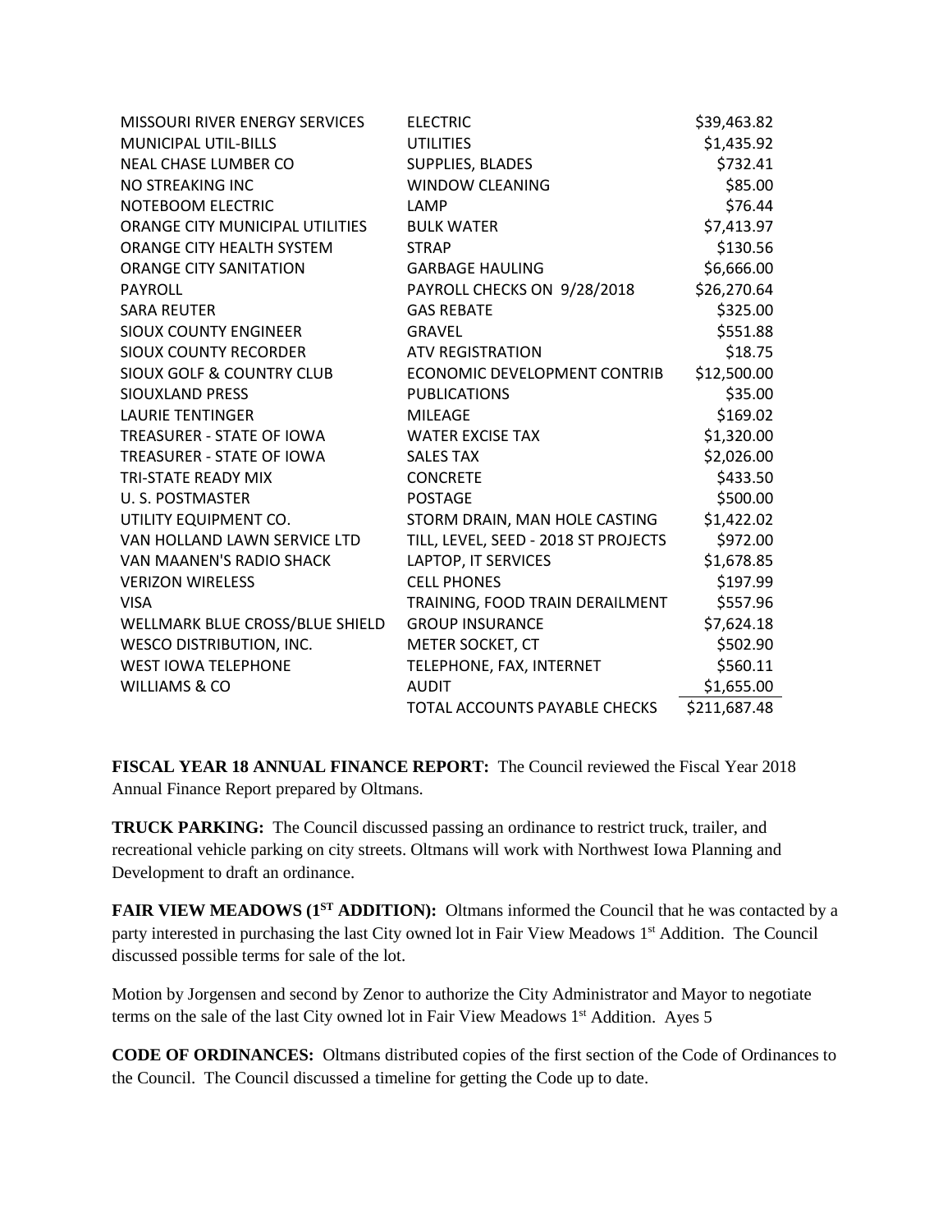| | | |
|---|---|---|
| MISSOURI RIVER ENERGY SERVICES | ELECTRIC | \$39,463.82 |
| MUNICIPAL UTIL-BILLS | UTILITIES | \$1,435.92 |
| NEAL CHASE LUMBER CO | SUPPLIES, BLADES | \$732.41 |
| NO STREAKING INC | WINDOW CLEANING | \$85.00 |
| NOTEBOOM ELECTRIC | LAMP | \$76.44 |
| ORANGE CITY MUNICIPAL UTILITIES | BULK WATER | \$7,413.97 |
| ORANGE CITY HEALTH SYSTEM | STRAP | \$130.56 |
| ORANGE CITY SANITATION | GARBAGE HAULING | \$6,666.00 |
| PAYROLL | PAYROLL CHECKS ON 9/28/2018 | \$26,270.64 |
| SARA REUTER | GAS REBATE | \$325.00 |
| SIOUX COUNTY ENGINEER | GRAVEL | \$551.88 |
| SIOUX COUNTY RECORDER | ATV REGISTRATION | \$18.75 |
| SIOUX GOLF & COUNTRY CLUB | ECONOMIC DEVELOPMENT CONTRIB | \$12,500.00 |
| SIOUXLAND PRESS | PUBLICATIONS | \$35.00 |
| LAURIE TENTINGER | MILEAGE | \$169.02 |
| TREASURER - STATE OF IOWA | WATER EXCISE TAX | \$1,320.00 |
| TREASURER - STATE OF IOWA | SALES TAX | \$2,026.00 |
| TRI-STATE READY MIX | CONCRETE | \$433.50 |
| U. S. POSTMASTER | POSTAGE | \$500.00 |
| UTILITY EQUIPMENT CO. | STORM DRAIN, MAN HOLE CASTING | \$1,422.02 |
| VAN HOLLAND LAWN SERVICE LTD | TILL, LEVEL, SEED - 2018 ST PROJECTS | \$972.00 |
| VAN MAANEN'S RADIO SHACK | LAPTOP, IT SERVICES | \$1,678.85 |
| VERIZON WIRELESS | CELL PHONES | \$197.99 |
| VISA | TRAINING, FOOD TRAIN DERAILMENT | \$557.96 |
| WELLMARK BLUE CROSS/BLUE SHIELD | GROUP INSURANCE | \$7,624.18 |
| WESCO DISTRIBUTION, INC. | METER SOCKET, CT | \$502.90 |
| WEST IOWA TELEPHONE | TELEPHONE, FAX, INTERNET | \$560.11 |
| WILLIAMS & CO | AUDIT | \$1,655.00 |
| | TOTAL ACCOUNTS PAYABLE CHECKS | \$211,687.48 |

**FISCAL YEAR 18 ANNUAL FINANCE REPORT:** The Council reviewed the Fiscal Year 2018 Annual Finance Report prepared by Oltmans.

**TRUCK PARKING:** The Council discussed passing an ordinance to restrict truck, trailer, and recreational vehicle parking on city streets. Oltmans will work with Northwest Iowa Planning and Development to draft an ordinance.

**FAIR VIEW MEADOWS (1ST ADDITION):** Oltmans informed the Council that he was contacted by a party interested in purchasing the last City owned lot in Fair View Meadows 1st Addition. The Council discussed possible terms for sale of the lot.

Motion by Jorgensen and second by Zenor to authorize the City Administrator and Mayor to negotiate terms on the sale of the last City owned lot in Fair View Meadows 1st Addition. Ayes 5

**CODE OF ORDINANCES:** Oltmans distributed copies of the first section of the Code of Ordinances to the Council. The Council discussed a timeline for getting the Code up to date.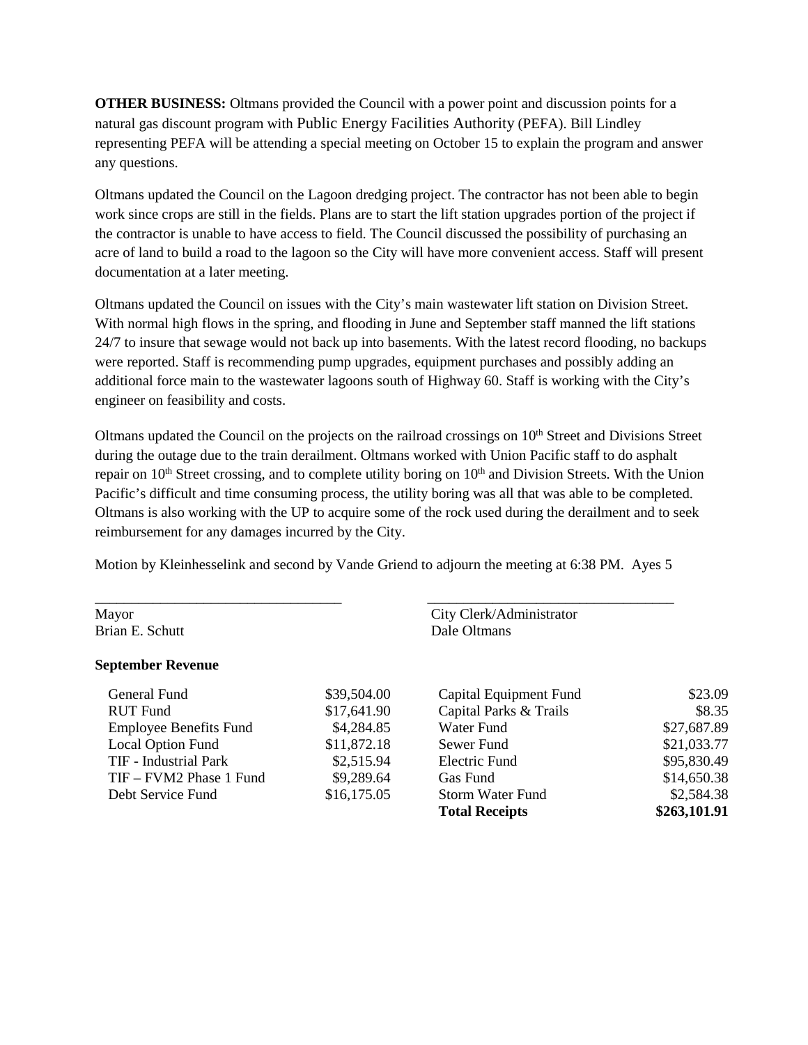**OTHER BUSINESS:** Oltmans provided the Council with a power point and discussion points for a natural gas discount program with Public Energy Facilities Authority (PEFA). Bill Lindley representing PEFA will be attending a special meeting on October 15 to explain the program and answer any questions.

Oltmans updated the Council on the Lagoon dredging project. The contractor has not been able to begin work since crops are still in the fields. Plans are to start the lift station upgrades portion of the project if the contractor is unable to have access to field. The Council discussed the possibility of purchasing an acre of land to build a road to the lagoon so the City will have more convenient access. Staff will present documentation at a later meeting.

Oltmans updated the Council on issues with the City's main wastewater lift station on Division Street. With normal high flows in the spring, and flooding in June and September staff manned the lift stations 24/7 to insure that sewage would not back up into basements. With the latest record flooding, no backups were reported. Staff is recommending pump upgrades, equipment purchases and possibly adding an additional force main to the wastewater lagoons south of Highway 60. Staff is working with the City's engineer on feasibility and costs.

Oltmans updated the Council on the projects on the railroad crossings on 10th Street and Divisions Street during the outage due to the train derailment. Oltmans worked with Union Pacific staff to do asphalt repair on 10th Street crossing, and to complete utility boring on 10th and Division Streets. With the Union Pacific's difficult and time consuming process, the utility boring was all that was able to be completed. Oltmans is also working with the UP to acquire some of the rock used during the derailment and to seek reimbursement for any damages incurred by the City.

Motion by Kleinhesselink and second by Vande Griend to adjourn the meeting at 6:38 PM. Ayes 5

\_\_\_\_\_\_\_\_\_\_\_\_\_\_\_\_\_\_\_\_\_\_\_\_\_\_\_\_\_\_\_\_\_\_ \_\_\_\_\_\_\_\_\_\_\_\_\_\_\_\_\_\_\_\_\_\_\_\_\_\_\_\_\_\_\_\_\_\_

Mayor
Brian E. Schutt

City Clerk/Administrator
Dale Oltmans

**September Revenue**

| | | | |
|---|---|---|---|
| General Fund | $39,504.00 | Capital Equipment Fund | $23.09 |
| RUT Fund | $17,641.90 | Capital Parks & Trails | $8.35 |
| Employee Benefits Fund | $4,284.85 | Water Fund | $27,687.89 |
| Local Option Fund | $11,872.18 | Sewer Fund | $21,033.77 |
| TIF - Industrial Park | $2,515.94 | Electric Fund | $95,830.49 |
| TIF – FVM2 Phase 1 Fund | $9,289.64 | Gas Fund | $14,650.38 |
| Debt Service Fund | $16,175.05 | Storm Water Fund | $2,584.38 |
| | | **Total Receipts** | **$263,101.91** |